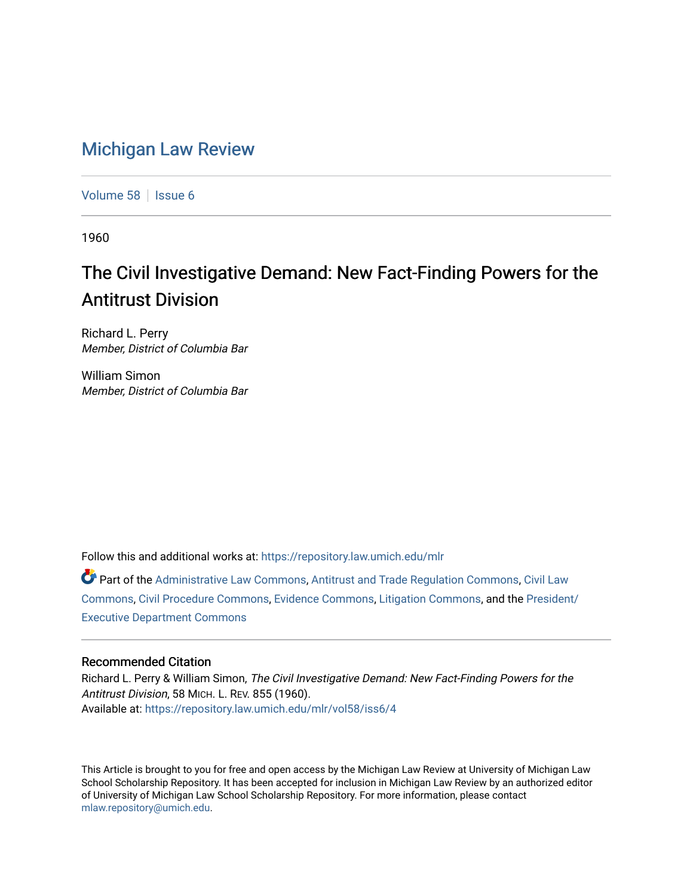# Michigan Law Review

Volume 58 | Issue 6

1960

## The Civil Investigative Demand: New Fact-Finding Powers for the Antitrust Division

Richard L. Perry
*Member, District of Columbia Bar*

William Simon
*Member, District of Columbia Bar*

Follow this and additional works at: https://repository.law.umich.edu/mlr

Part of the Administrative Law Commons, Antitrust and Trade Regulation Commons, Civil Law Commons, Civil Procedure Commons, Evidence Commons, Litigation Commons, and the President/Executive Department Commons

### Recommended Citation

Richard L. Perry & William Simon, *The Civil Investigative Demand: New Fact-Finding Powers for the Antitrust Division*, 58 MICH. L. REV. 855 (1960).
Available at: https://repository.law.umich.edu/mlr/vol58/iss6/4

This Article is brought to you for free and open access by the Michigan Law Review at University of Michigan Law School Scholarship Repository. It has been accepted for inclusion in Michigan Law Review by an authorized editor of University of Michigan Law School Scholarship Repository. For more information, please contact mlaw.repository@umich.edu.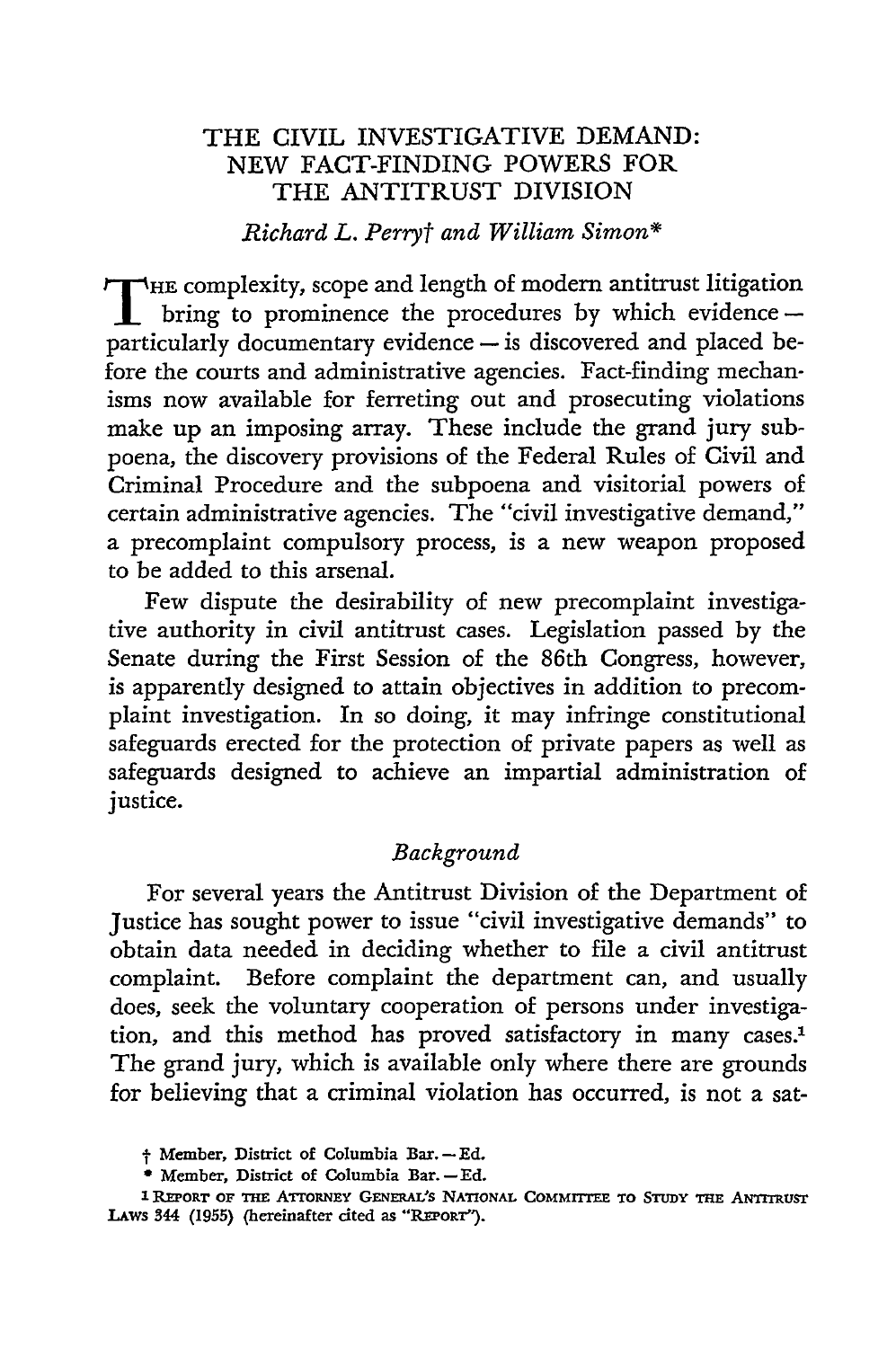# THE CIVIL INVESTIGATIVE DEMAND: NEW FACT-FINDING POWERS FOR THE ANTITRUST DIVISION

*Richard L. Perry*† *and William Simon**

THE complexity, scope and length of modern antitrust litigation bring to prominence the procedures by which evidence — particularly documentary evidence — is discovered and placed before the courts and administrative agencies. Fact-finding mechanisms now available for ferreting out and prosecuting violations make up an imposing array. These include the grand jury subpoena, the discovery provisions of the Federal Rules of Civil and Criminal Procedure and the subpoena and visitorial powers of certain administrative agencies. The "civil investigative demand," a precomplaint compulsory process, is a new weapon proposed to be added to this arsenal.

Few dispute the desirability of new precomplaint investigative authority in civil antitrust cases. Legislation passed by the Senate during the First Session of the 86th Congress, however, is apparently designed to attain objectives in addition to precomplaint investigation. In so doing, it may infringe constitutional safeguards erected for the protection of private papers as well as safeguards designed to achieve an impartial administration of justice.

## *Background*

For several years the Antitrust Division of the Department of Justice has sought power to issue "civil investigative demands" to obtain data needed in deciding whether to file a civil antitrust complaint. Before complaint the department can, and usually does, seek the voluntary cooperation of persons under investigation, and this method has proved satisfactory in many cases.[1] The grand jury, which is available only where there are grounds for believing that a criminal violation has occurred, is not a sat-

---

† Member, District of Columbia Bar. — Ed.

\* Member, District of Columbia Bar. — Ed.

[1] REPORT OF THE ATTORNEY GENERAL'S NATIONAL COMMITTEE TO STUDY THE ANTITRUST LAWS 344 (1955) (hereinafter cited as "REPORT").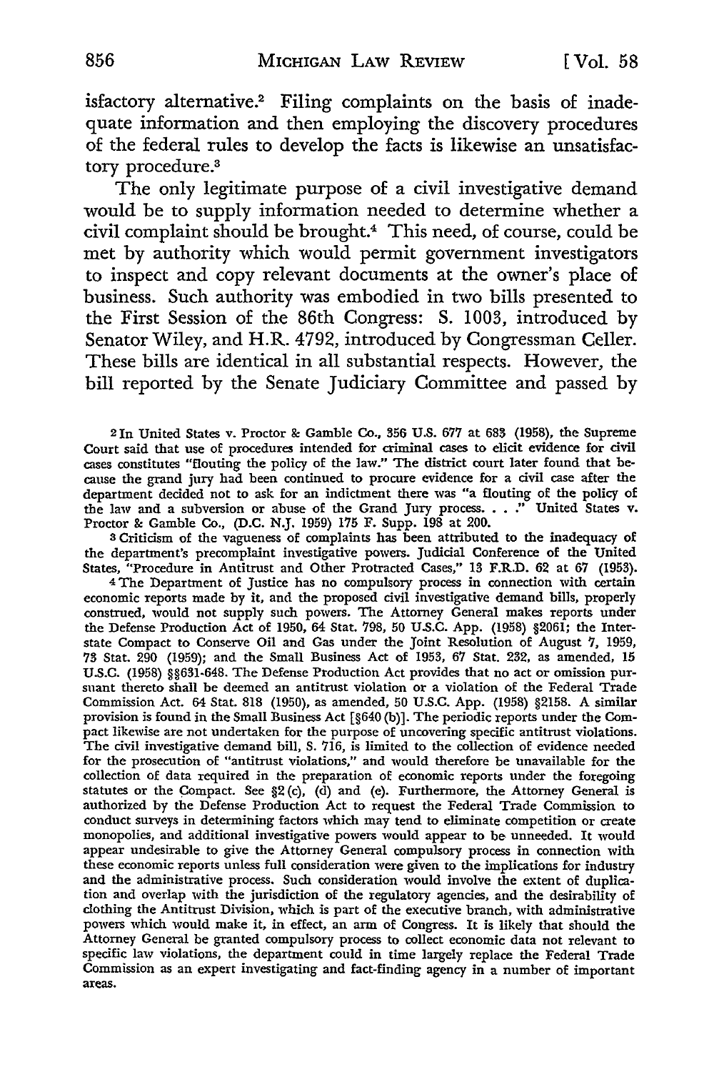isfactory alternative.[2] Filing complaints on the basis of inadequate information and then employing the discovery procedures of the federal rules to develop the facts is likewise an unsatisfactory procedure.[3]

The only legitimate purpose of a civil investigative demand would be to supply information needed to determine whether a civil complaint should be brought.[4] This need, of course, could be met by authority which would permit government investigators to inspect and copy relevant documents at the owner's place of business. Such authority was embodied in two bills presented to the First Session of the 86th Congress: S. 1003, introduced by Senator Wiley, and H.R. 4792, introduced by Congressman Celler. These bills are identical in all substantial respects. However, the bill reported by the Senate Judiciary Committee and passed by

[2] In United States v. Proctor & Gamble Co., 356 U.S. 677 at 683 (1958), the Supreme Court said that use of procedures intended for criminal cases to elicit evidence for civil cases constitutes "flouting the policy of the law." The district court later found that because the grand jury had been continued to procure evidence for a civil case after the department decided not to ask for an indictment there was "a flouting of the policy of the law and a subversion or abuse of the Grand Jury process. . . ." United States v. Proctor & Gamble Co., (D.C. N.J. 1959) 175 F. Supp. 198 at 200.

[3] Criticism of the vagueness of complaints has been attributed to the inadequacy of the department's precomplaint investigative powers. Judicial Conference of the United States, "Procedure in Antitrust and Other Protracted Cases," 13 F.R.D. 62 at 67 (1953).

[4] The Department of Justice has no compulsory process in connection with certain economic reports made by it, and the proposed civil investigative demand bills, properly construed, would not supply such powers. The Attorney General makes reports under the Defense Production Act of 1950, 64 Stat. 798, 50 U.S.C. App. (1958) §2061; the Interstate Compact to Conserve Oil and Gas under the Joint Resolution of August 7, 1959, 73 Stat. 290 (1959); and the Small Business Act of 1953, 67 Stat. 232, as amended, 15 U.S.C. (1958) §§631-648. The Defense Production Act provides that no act or omission pursuant thereto shall be deemed an antitrust violation or a violation of the Federal Trade Commission Act. 64 Stat. 818 (1950), as amended, 50 U.S.C. App. (1958) §2158. A similar provision is found in the Small Business Act [§640 (b)]. The periodic reports under the Compact likewise are not undertaken for the purpose of uncovering specific antitrust violations. The civil investigative demand bill, S. 716, is limited to the collection of evidence needed for the prosecution of "antitrust violations," and would therefore be unavailable for the collection of data required in the preparation of economic reports under the foregoing statutes or the Compact. See §2 (c), (d) and (e). Furthermore, the Attorney General is authorized by the Defense Production Act to request the Federal Trade Commission to conduct surveys in determining factors which may tend to eliminate competition or create monopolies, and additional investigative powers would appear to be unneeded. It would appear undesirable to give the Attorney General compulsory process in connection with these economic reports unless full consideration were given to the implications for industry and the administrative process. Such consideration would involve the extent of duplication and overlap with the jurisdiction of the regulatory agencies, and the desirability of clothing the Antitrust Division, which is part of the executive branch, with administrative powers which would make it, in effect, an arm of Congress. It is likely that should the Attorney General be granted compulsory process to collect economic data not relevant to specific law violations, the department could in time largely replace the Federal Trade Commission as an expert investigating and fact-finding agency in a number of important areas.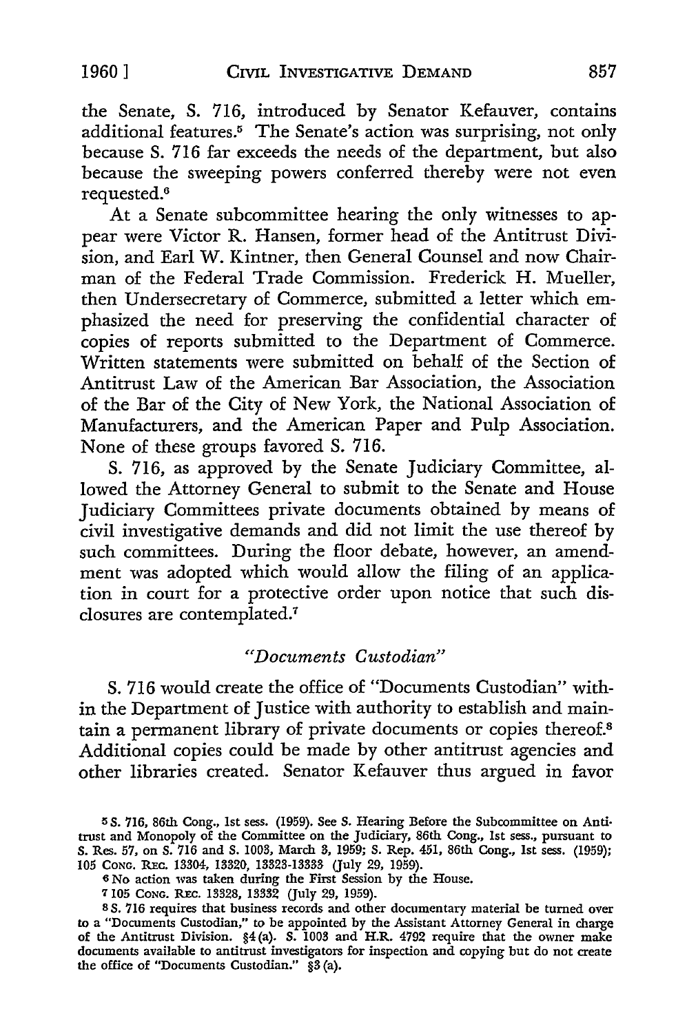the Senate, S. 716, introduced by Senator Kefauver, contains additional features.[5] The Senate's action was surprising, not only because S. 716 far exceeds the needs of the department, but also because the sweeping powers conferred thereby were not even requested.[6]

At a Senate subcommittee hearing the only witnesses to appear were Victor R. Hansen, former head of the Antitrust Division, and Earl W. Kintner, then General Counsel and now Chairman of the Federal Trade Commission. Frederick H. Mueller, then Undersecretary of Commerce, submitted a letter which emphasized the need for preserving the confidential character of copies of reports submitted to the Department of Commerce. Written statements were submitted on behalf of the Section of Antitrust Law of the American Bar Association, the Association of the Bar of the City of New York, the National Association of Manufacturers, and the American Paper and Pulp Association. None of these groups favored S. 716.

S. 716, as approved by the Senate Judiciary Committee, allowed the Attorney General to submit to the Senate and House Judiciary Committees private documents obtained by means of civil investigative demands and did not limit the use thereof by such committees. During the floor debate, however, an amendment was adopted which would allow the filing of an application in court for a protective order upon notice that such disclosures are contemplated.[7]

### *"Documents Custodian"*

S. 716 would create the office of "Documents Custodian" within the Department of Justice with authority to establish and maintain a permanent library of private documents or copies thereof.[8] Additional copies could be made by other antitrust agencies and other libraries created. Senator Kefauver thus argued in favor

---

[5] S. 716, 86th Cong., 1st sess. (1959). See S. Hearing Before the Subcommittee on Antitrust and Monopoly of the Committee on the Judiciary, 86th Cong., 1st sess., pursuant to S. Res. 57, on S. 716 and S. 1003, March 3, 1959; S. Rep. 451, 86th Cong., 1st sess. (1959); 105 Cong. Rec. 13304, 13320, 13323-13333 (July 29, 1959).

[6] No action was taken during the First Session by the House.

[7] 105 Cong. Rec. 13328, 13332 (July 29, 1959).

[8] S. 716 requires that business records and other documentary material be turned over to a "Documents Custodian," to be appointed by the Assistant Attorney General in charge of the Antitrust Division. §4(a). S. 1003 and H.R. 4792 require that the owner make documents available to antitrust investigators for inspection and copying but do not create the office of "Documents Custodian." §3(a).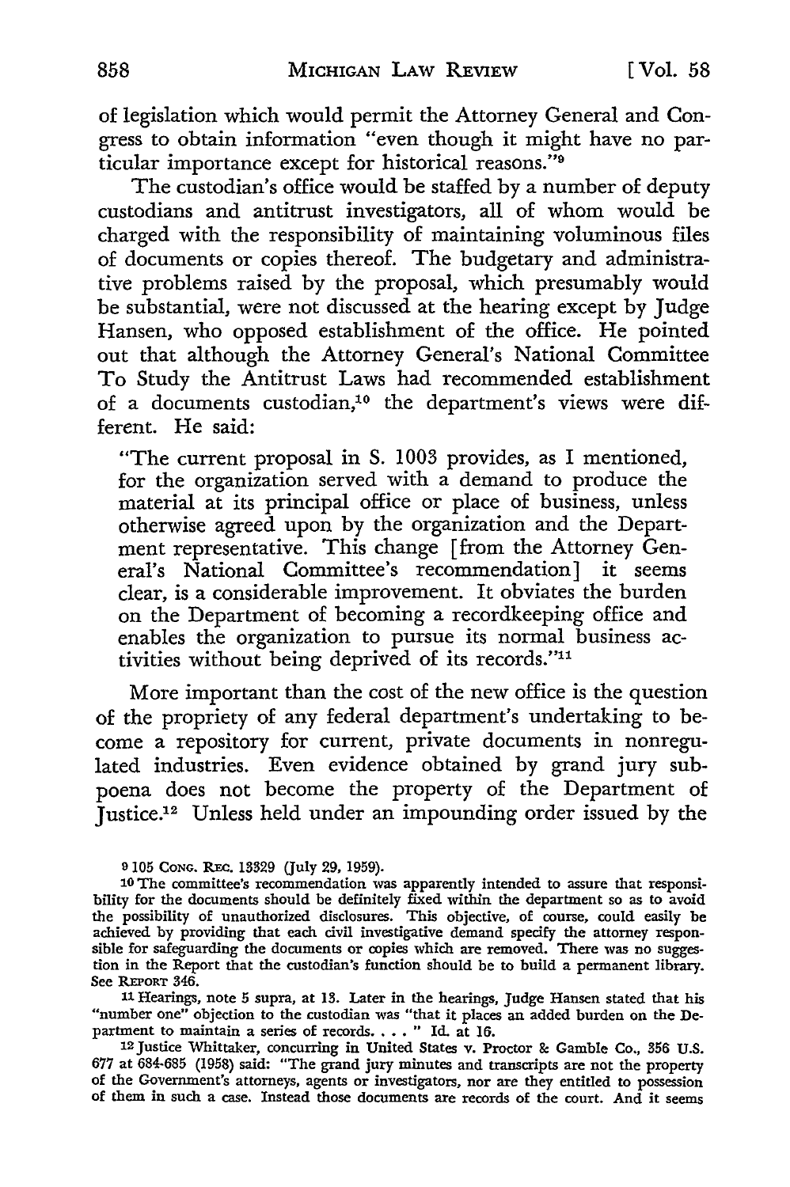of legislation which would permit the Attorney General and Congress to obtain information "even though it might have no particular importance except for historical reasons."[9]

The custodian's office would be staffed by a number of deputy custodians and antitrust investigators, all of whom would be charged with the responsibility of maintaining voluminous files of documents or copies thereof. The budgetary and administrative problems raised by the proposal, which presumably would be substantial, were not discussed at the hearing except by Judge Hansen, who opposed establishment of the office. He pointed out that although the Attorney General's National Committee To Study the Antitrust Laws had recommended establishment of a documents custodian,[10] the department's views were different. He said:

> "The current proposal in S. 1003 provides, as I mentioned, for the organization served with a demand to produce the material at its principal office or place of business, unless otherwise agreed upon by the organization and the Department representative. This change [from the Attorney General's National Committee's recommendation] it seems clear, is a considerable improvement. It obviates the burden on the Department of becoming a recordkeeping office and enables the organization to pursue its normal business activities without being deprived of its records."[11]

More important than the cost of the new office is the question of the propriety of any federal department's undertaking to become a repository for current, private documents in nonregulated industries. Even evidence obtained by grand jury subpoena does not become the property of the Department of Justice.[12] Unless held under an impounding order issued by the

---

[9] 105 CONG. REC. 13329 (July 29, 1959).

[10] The committee's recommendation was apparently intended to assure that responsibility for the documents should be definitely fixed within the department so as to avoid the possibility of unauthorized disclosures. This objective, of course, could easily be achieved by providing that each civil investigative demand specify the attorney responsible for safeguarding the documents or copies which are removed. There was no suggestion in the Report that the custodian's function should be to build a permanent library. See REPORT 346.

[11] Hearings, note 5 supra, at 13. Later in the hearings, Judge Hansen stated that his "number one" objection to the custodian was "that it places an added burden on the Department to maintain a series of records. . . . " Id. at 16.

[12] Justice Whittaker, concurring in United States v. Proctor & Gamble Co., 356 U.S. 677 at 684-685 (1958) said: "The grand jury minutes and transcripts are not the property of the Government's attorneys, agents or investigators, nor are they entitled to possession of them in such a case. Instead those documents are records of the court. And it seems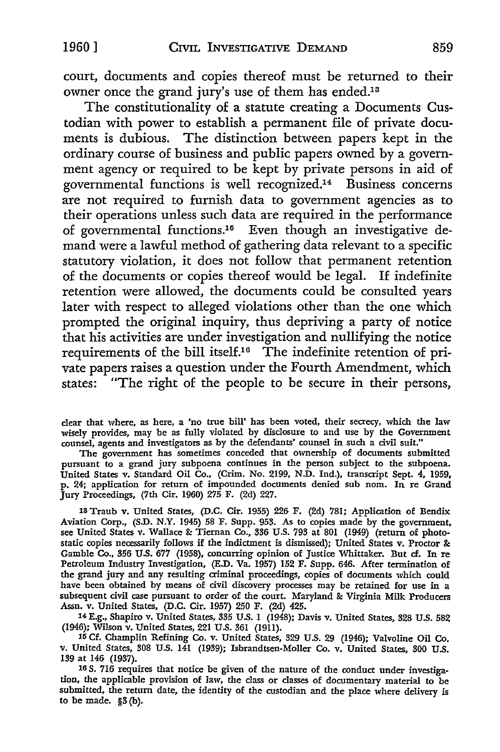court, documents and copies thereof must be returned to their owner once the grand jury's use of them has ended.[13]

The constitutionality of a statute creating a Documents Custodian with power to establish a permanent file of private documents is dubious. The distinction between papers kept in the ordinary course of business and public papers owned by a government agency or required to be kept by private persons in aid of governmental functions is well recognized.[14] Business concerns are not required to furnish data to government agencies as to their operations unless such data are required in the performance of governmental functions.[15] Even though an investigative demand were a lawful method of gathering data relevant to a specific statutory violation, it does not follow that permanent retention of the documents or copies thereof would be legal. If indefinite retention were allowed, the documents could be consulted years later with respect to alleged violations other than the one which prompted the original inquiry, thus depriving a party of notice that his activities are under investigation and nullifying the notice requirements of the bill itself.[16] The indefinite retention of private papers raises a question under the Fourth Amendment, which states: "The right of the people to be secure in their persons,

---

clear that where, as here, a 'no true bill' has been voted, their secrecy, which the law wisely provides, may be as fully violated by disclosure to and use by the Government counsel, agents and investigators as by the defendants' counsel in such a civil suit."

The government has sometimes conceded that ownership of documents submitted pursuant to a grand jury subpoena continues in the person subject to the subpoena. United States v. Standard Oil Co., (Crim. No. 2199, N.D. Ind.), transcript Sept. 4, 1959, p. 24; application for return of impounded documents denied sub nom. In re Grand Jury Proceedings, (7th Cir. 1960) 275 F. (2d) 227.

[13] Traub v. United States, (D.C. Cir. 1955) 226 F. (2d) 781; Application of Bendix Aviation Corp., (S.D. N.Y. 1945) 58 F. Supp. 953. As to copies made by the government, see United States v. Wallace & Tiernan Co., 336 U.S. 793 at 801 (1949) (return of photostatic copies necessarily follows if the indictment is dismissed); United States v. Proctor & Gamble Co., 356 U.S. 677 (1958), concurring opinion of Justice Whittaker. But cf. In re Petroleum Industry Investigation, (E.D. Va. 1957) 152 F. Supp. 646. After termination of the grand jury and any resulting criminal proceedings, copies of documents which could have been obtained by means of civil discovery processes may be retained for use in a subsequent civil case pursuant to order of the court. Maryland & Virginia Milk Producers Assn. v. United States, (D.C. Cir. 1957) 250 F. (2d) 425.

[14] E.g., Shapiro v. United States, 335 U.S. 1 (1948); Davis v. United States, 328 U.S. 582 (1946); Wilson v. United States, 221 U.S. 361 (1911).

[15] Cf. Champlin Refining Co. v. United States, 329 U.S. 29 (1946); Valvoline Oil Co. v. United States, 308 U.S. 141 (1939); Isbrandtsen-Moller Co. v. United States, 300 U.S. 139 at 146 (1937).

[16] S. 716 requires that notice be given of the nature of the conduct under investigation, the applicable provision of law, the class or classes of documentary material to be submitted, the return date, the identity of the custodian and the place where delivery is to be made. §3 (b).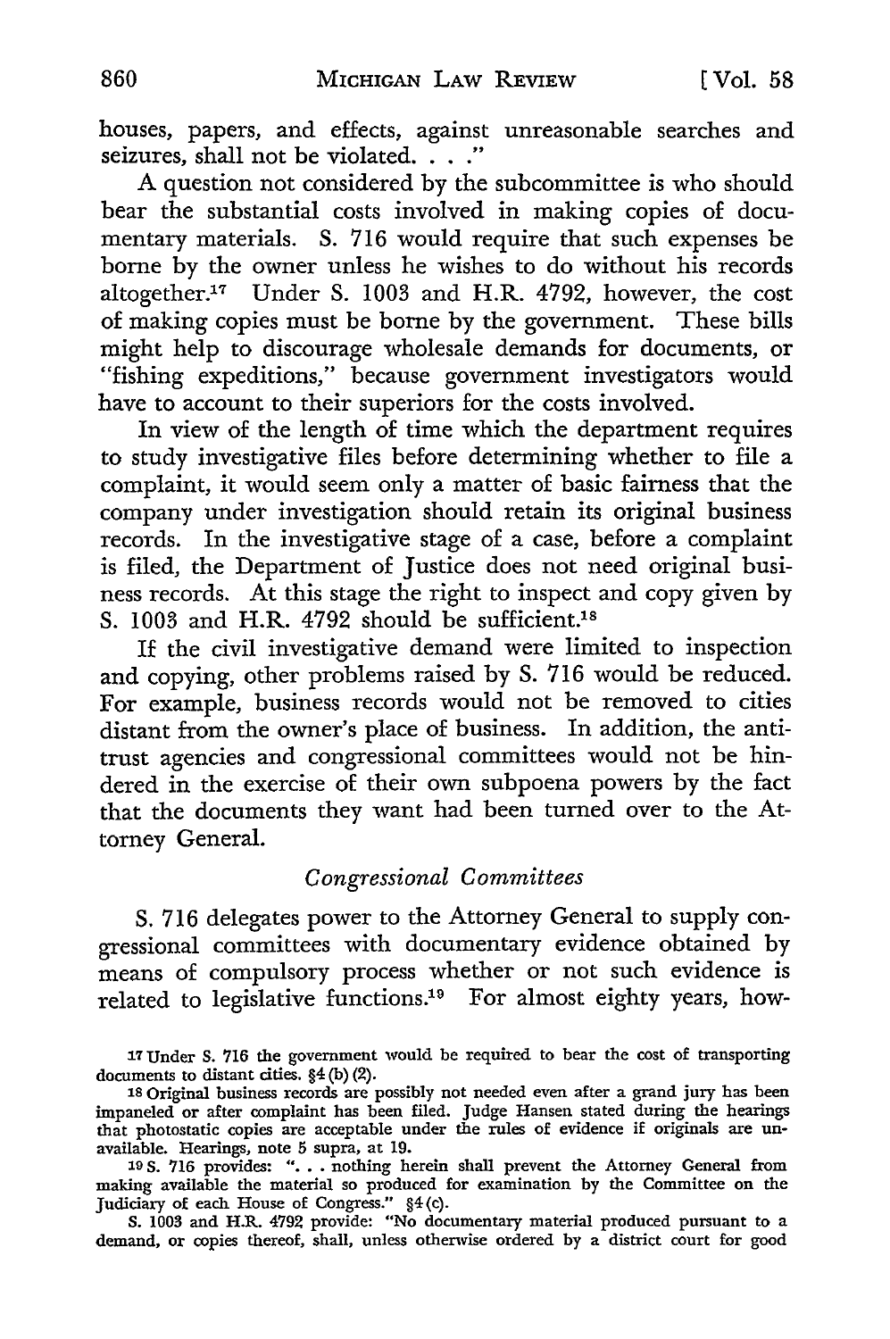houses, papers, and effects, against unreasonable searches and seizures, shall not be violated. . . ."

A question not considered by the subcommittee is who should bear the substantial costs involved in making copies of documentary materials. S. 716 would require that such expenses be borne by the owner unless he wishes to do without his records altogether.[17] Under S. 1003 and H.R. 4792, however, the cost of making copies must be borne by the government. These bills might help to discourage wholesale demands for documents, or "fishing expeditions," because government investigators would have to account to their superiors for the costs involved.

In view of the length of time which the department requires to study investigative files before determining whether to file a complaint, it would seem only a matter of basic fairness that the company under investigation should retain its original business records. In the investigative stage of a case, before a complaint is filed, the Department of Justice does not need original business records. At this stage the right to inspect and copy given by S. 1003 and H.R. 4792 should be sufficient.[18]

If the civil investigative demand were limited to inspection and copying, other problems raised by S. 716 would be reduced. For example, business records would not be removed to cities distant from the owner's place of business. In addition, the antitrust agencies and congressional committees would not be hindered in the exercise of their own subpoena powers by the fact that the documents they want had been turned over to the Attorney General.

### *Congressional Committees*

S. 716 delegates power to the Attorney General to supply congressional committees with documentary evidence obtained by means of compulsory process whether or not such evidence is related to legislative functions.[19] For almost eighty years, how-

[17] Under S. 716 the government would be required to bear the cost of transporting documents to distant cities. §4 (b) (2).

[18] Original business records are possibly not needed even after a grand jury has been impaneled or after complaint has been filed. Judge Hansen stated during the hearings that photostatic copies are acceptable under the rules of evidence if originals are unavailable. Hearings, note 5 supra, at 19.

[19] S. 716 provides: ". . . nothing herein shall prevent the Attorney General from making available the material so produced for examination by the Committee on the Judiciary of each House of Congress." §4 (c).

S. 1003 and H.R. 4792 provide: "No documentary material produced pursuant to a demand, or copies thereof, shall, unless otherwise ordered by a district court for good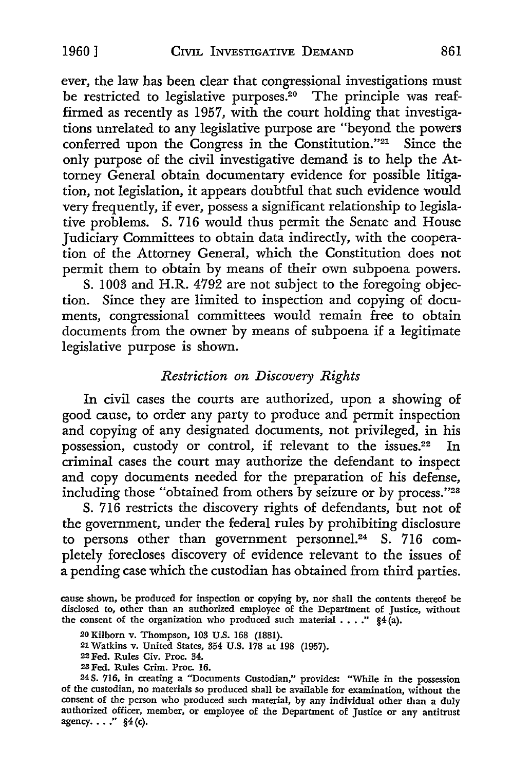ever, the law has been clear that congressional investigations must be restricted to legislative purposes.[20] The principle was reaffirmed as recently as 1957, with the court holding that investigations unrelated to any legislative purpose are "beyond the powers conferred upon the Congress in the Constitution."[21] Since the only purpose of the civil investigative demand is to help the Attorney General obtain documentary evidence for possible litigation, not legislation, it appears doubtful that such evidence would very frequently, if ever, possess a significant relationship to legislative problems. S. 716 would thus permit the Senate and House Judiciary Committees to obtain data indirectly, with the cooperation of the Attorney General, which the Constitution does not permit them to obtain by means of their own subpoena powers.

S. 1003 and H.R. 4792 are not subject to the foregoing objection. Since they are limited to inspection and copying of documents, congressional committees would remain free to obtain documents from the owner by means of subpoena if a legitimate legislative purpose is shown.

### *Restriction on Discovery Rights*

In civil cases the courts are authorized, upon a showing of good cause, to order any party to produce and permit inspection and copying of any designated documents, not privileged, in his possession, custody or control, if relevant to the issues.[22] In criminal cases the court may authorize the defendant to inspect and copy documents needed for the preparation of his defense, including those "obtained from others by seizure or by process."[23]

S. 716 restricts the discovery rights of defendants, but not of the government, under the federal rules by prohibiting disclosure to persons other than government personnel.[24] S. 716 completely forecloses discovery of evidence relevant to the issues of a pending case which the custodian has obtained from third parties.

cause shown, be produced for inspection or copying by, nor shall the contents thereof be disclosed to, other than an authorized employee of the Department of Justice, without the consent of the organization who produced such material . . . ." §4(a).

[20] Kilborn v. Thompson, 103 U.S. 168 (1881).

[21] Watkins v. United States, 354 U.S. 178 at 198 (1957).

[22] Fed. Rules Civ. Proc. 34.

[23] Fed. Rules Crim. Proc. 16.

[24] S. 716, in creating a "Documents Custodian," provides: "While in the possession of the custodian, no materials so produced shall be available for examination, without the consent of the person who produced such material, by any individual other than a duly authorized officer, member, or employee of the Department of Justice or any antitrust agency. . . ." §4(c).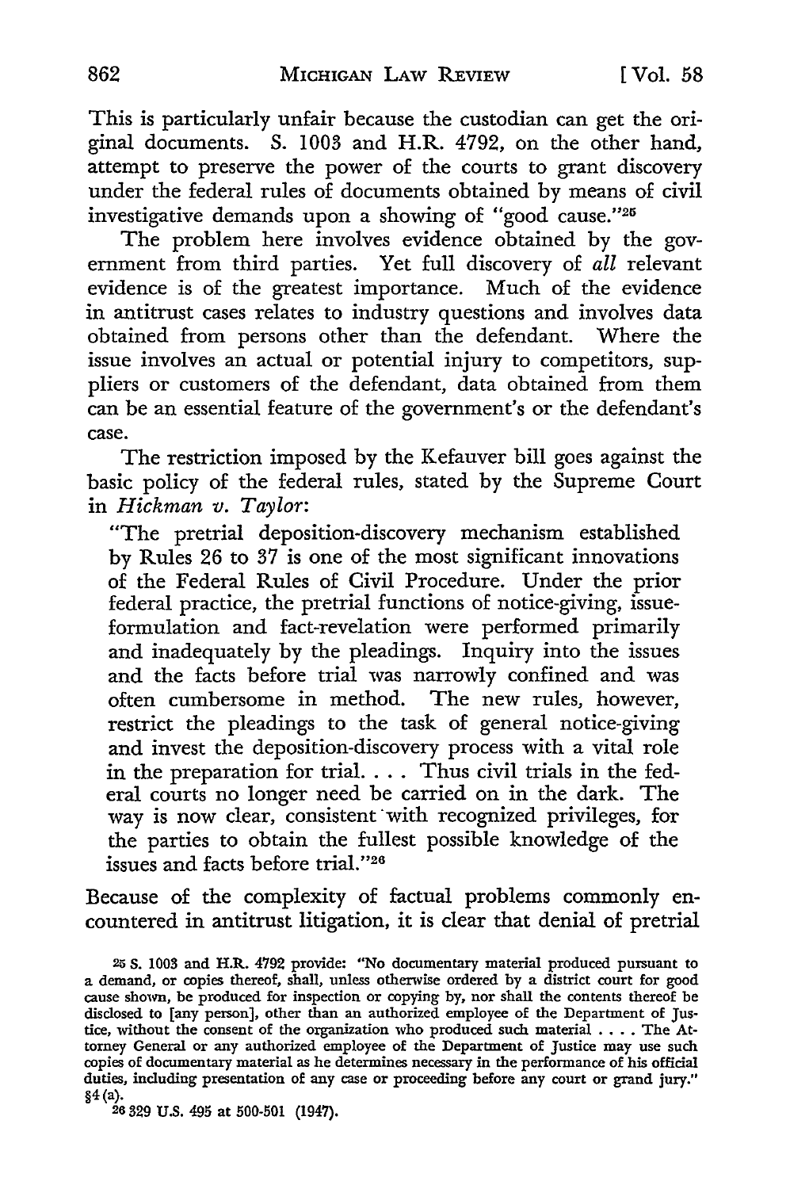This is particularly unfair because the custodian can get the original documents. S. 1003 and H.R. 4792, on the other hand, attempt to preserve the power of the courts to grant discovery under the federal rules of documents obtained by means of civil investigative demands upon a showing of "good cause."[25]

The problem here involves evidence obtained by the government from third parties. Yet full discovery of *all* relevant evidence is of the greatest importance. Much of the evidence in antitrust cases relates to industry questions and involves data obtained from persons other than the defendant. Where the issue involves an actual or potential injury to competitors, suppliers or customers of the defendant, data obtained from them can be an essential feature of the government's or the defendant's case.

The restriction imposed by the Kefauver bill goes against the basic policy of the federal rules, stated by the Supreme Court in *Hickman v. Taylor*:

"The pretrial deposition-discovery mechanism established by Rules 26 to 37 is one of the most significant innovations of the Federal Rules of Civil Procedure. Under the prior federal practice, the pretrial functions of notice-giving, issue-formulation and fact-revelation were performed primarily and inadequately by the pleadings. Inquiry into the issues and the facts before trial was narrowly confined and was often cumbersome in method. The new rules, however, restrict the pleadings to the task of general notice-giving and invest the deposition-discovery process with a vital role in the preparation for trial. . . . Thus civil trials in the federal courts no longer need be carried on in the dark. The way is now clear, consistent with recognized privileges, for the parties to obtain the fullest possible knowledge of the issues and facts before trial."[26]

Because of the complexity of factual problems commonly encountered in antitrust litigation, it is clear that denial of pretrial

[25] S. 1003 and H.R. 4792 provide: "No documentary material produced pursuant to a demand, or copies thereof, shall, unless otherwise ordered by a district court for good cause shown, be produced for inspection or copying by, nor shall the contents thereof be disclosed to [any person], other than an authorized employee of the Department of Justice, without the consent of the organization who produced such material . . . . The Attorney General or any authorized employee of the Department of Justice may use such copies of documentary material as he determines necessary in the performance of his official duties, including presentation of any case or proceeding before any court or grand jury." §4 (a).

[26] 329 U.S. 495 at 500-501 (1947).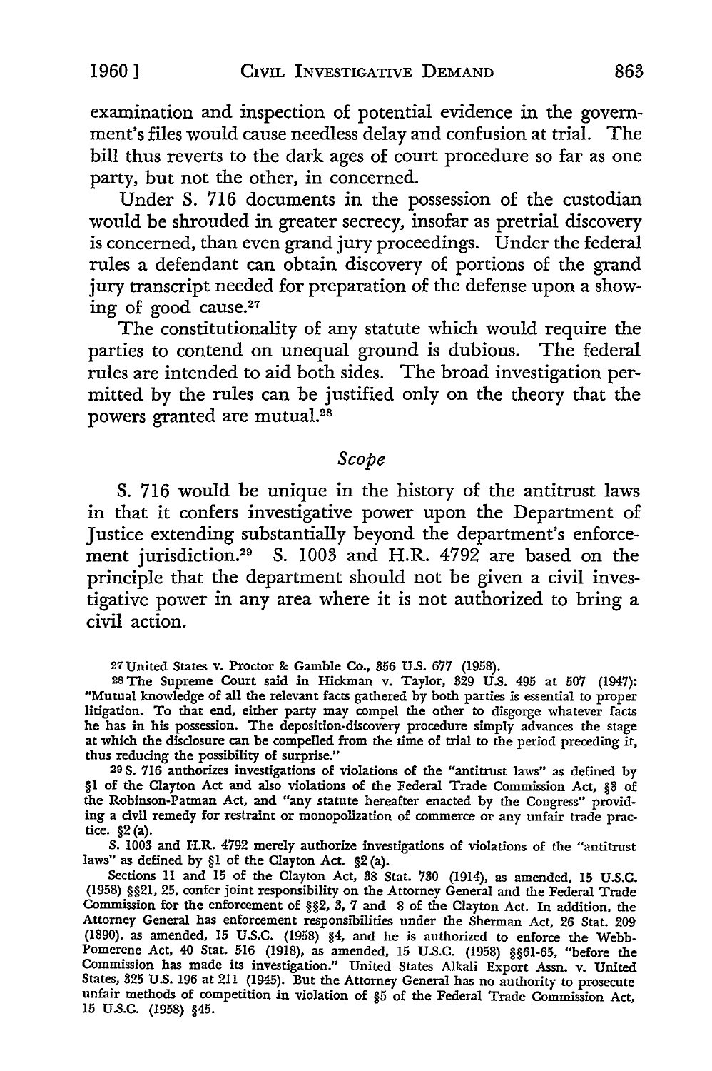examination and inspection of potential evidence in the government's files would cause needless delay and confusion at trial. The bill thus reverts to the dark ages of court procedure so far as one party, but not the other, in concerned.

Under S. 716 documents in the possession of the custodian would be shrouded in greater secrecy, insofar as pretrial discovery is concerned, than even grand jury proceedings. Under the federal rules a defendant can obtain discovery of portions of the grand jury transcript needed for preparation of the defense upon a showing of good cause.[27]

The constitutionality of any statute which would require the parties to contend on unequal ground is dubious. The federal rules are intended to aid both sides. The broad investigation permitted by the rules can be justified only on the theory that the powers granted are mutual.[28]

### *Scope*

S. 716 would be unique in the history of the antitrust laws in that it confers investigative power upon the Department of Justice extending substantially beyond the department's enforcement jurisdiction.[29] S. 1003 and H.R. 4792 are based on the principle that the department should not be given a civil investigative power in any area where it is not authorized to bring a civil action.

---

[27] United States v. Proctor & Gamble Co., 356 U.S. 677 (1958).

[28] The Supreme Court said in Hickman v. Taylor, 329 U.S. 495 at 507 (1947): "Mutual knowledge of all the relevant facts gathered by both parties is essential to proper litigation. To that end, either party may compel the other to disgorge whatever facts he has in his possession. The deposition-discovery procedure simply advances the stage at which the disclosure can be compelled from the time of trial to the period preceding it, thus reducing the possibility of surprise."

[29] S. 716 authorizes investigations of violations of the "antitrust laws" as defined by §1 of the Clayton Act and also violations of the Federal Trade Commission Act, §3 of the Robinson-Patman Act, and "any statute hereafter enacted by the Congress" providing a civil remedy for restraint or monopolization of commerce or any unfair trade practice. §2 (a).

S. 1003 and H.R. 4792 merely authorize investigations of violations of the "antitrust laws" as defined by §1 of the Clayton Act. §2 (a).

Sections 11 and 15 of the Clayton Act, 38 Stat. 730 (1914), as amended, 15 U.S.C. (1958) §§21, 25, confer joint responsibility on the Attorney General and the Federal Trade Commission for the enforcement of §§2, 3, 7 and 8 of the Clayton Act. In addition, the Attorney General has enforcement responsibilities under the Sherman Act, 26 Stat. 209 (1890), as amended, 15 U.S.C. (1958) §4, and he is authorized to enforce the Webb-Pomerene Act, 40 Stat. 516 (1918), as amended, 15 U.S.C. (1958) §§61-65, "before the Commission has made its investigation." United States Alkali Export Assn. v. United States, 325 U.S. 196 at 211 (1945). But the Attorney General has no authority to prosecute unfair methods of competition in violation of §5 of the Federal Trade Commission Act, 15 U.S.C. (1958) §45.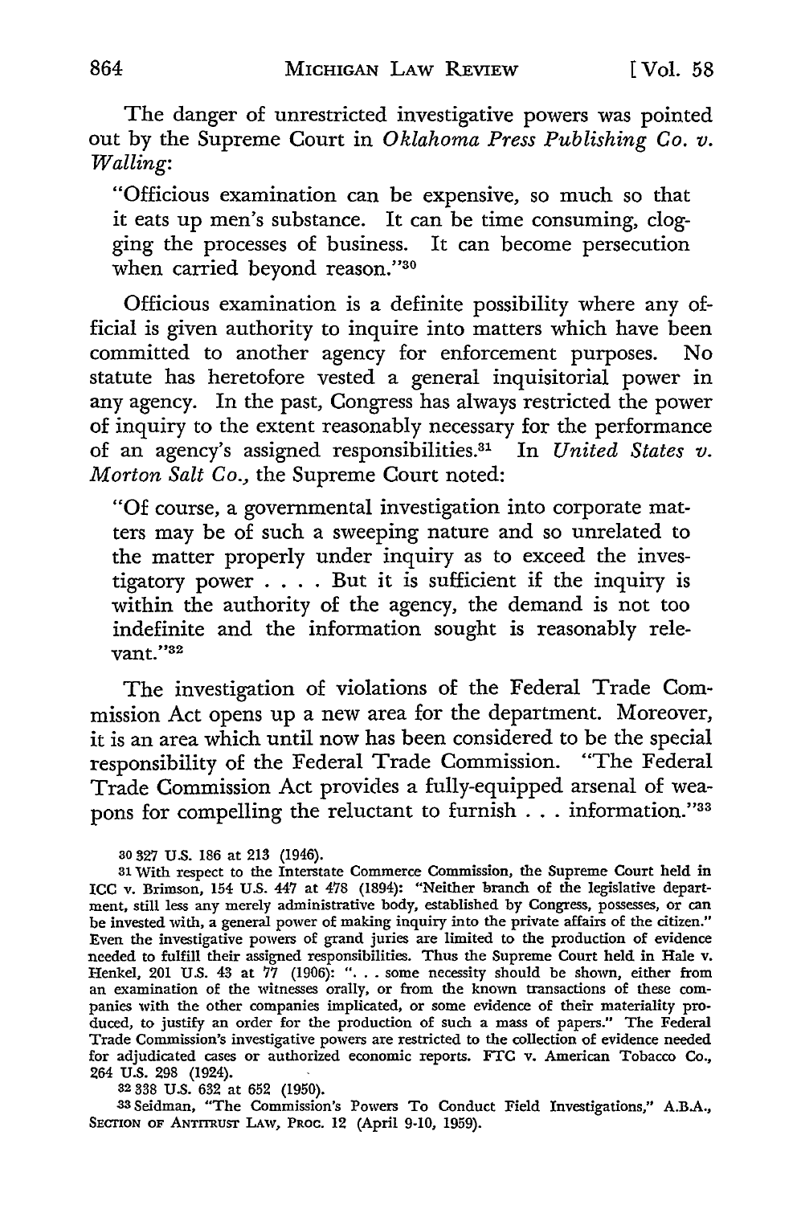The danger of unrestricted investigative powers was pointed out by the Supreme Court in *Oklahoma Press Publishing Co. v. Walling*:

> "Officious examination can be expensive, so much so that it eats up men's substance. It can be time consuming, clogging the processes of business. It can become persecution when carried beyond reason."[30]

Officious examination is a definite possibility where any official is given authority to inquire into matters which have been committed to another agency for enforcement purposes. No statute has heretofore vested a general inquisitorial power in any agency. In the past, Congress has always restricted the power of inquiry to the extent reasonably necessary for the performance of an agency's assigned responsibilities.[31] In *United States v. Morton Salt Co.*, the Supreme Court noted:

> "Of course, a governmental investigation into corporate matters may be of such a sweeping nature and so unrelated to the matter properly under inquiry as to exceed the investigatory power . . . . But it is sufficient if the inquiry is within the authority of the agency, the demand is not too indefinite and the information sought is reasonably relevant."[32]

The investigation of violations of the Federal Trade Commission Act opens up a new area for the department. Moreover, it is an area which until now has been considered to be the special responsibility of the Federal Trade Commission. "The Federal Trade Commission Act provides a fully-equipped arsenal of weapons for compelling the reluctant to furnish . . . information."[33]

---

30 327 U.S. 186 at 213 (1946).

31 With respect to the Interstate Commerce Commission, the Supreme Court held in ICC v. Brimson, 154 U.S. 447 at 478 (1894): "Neither branch of the legislative department, still less any merely administrative body, established by Congress, possesses, or can be invested with, a general power of making inquiry into the private affairs of the citizen." Even the investigative powers of grand juries are limited to the production of evidence needed to fulfill their assigned responsibilities. Thus the Supreme Court held in Hale v. Henkel, 201 U.S. 43 at 77 (1906): ". . . some necessity should be shown, either from an examination of the witnesses orally, or from the known transactions of these companies with the other companies implicated, or some evidence of their materiality produced, to justify an order for the production of such a mass of papers." The Federal Trade Commission's investigative powers are restricted to the collection of evidence needed for adjudicated cases or authorized economic reports. FTC v. American Tobacco Co., 264 U.S. 298 (1924).

32 338 U.S. 632 at 652 (1950).

33 Seidman, "The Commission's Powers To Conduct Field Investigations," A.B.A., SECTION OF ANTITRUST LAW, PROC. 12 (April 9-10, 1959).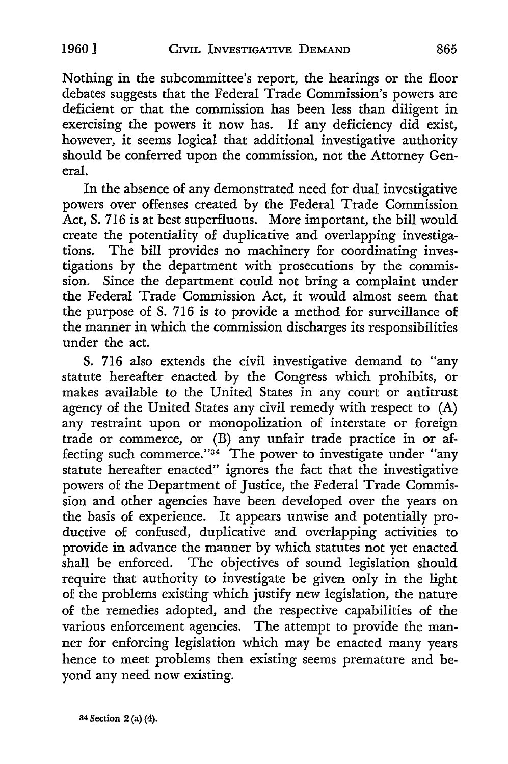Nothing in the subcommittee's report, the hearings or the floor debates suggests that the Federal Trade Commission's powers are deficient or that the commission has been less than diligent in exercising the powers it now has. If any deficiency did exist, however, it seems logical that additional investigative authority should be conferred upon the commission, not the Attorney General.

In the absence of any demonstrated need for dual investigative powers over offenses created by the Federal Trade Commission Act, S. 716 is at best superfluous. More important, the bill would create the potentiality of duplicative and overlapping investigations. The bill provides no machinery for coordinating investigations by the department with prosecutions by the commission. Since the department could not bring a complaint under the Federal Trade Commission Act, it would almost seem that the purpose of S. 716 is to provide a method for surveillance of the manner in which the commission discharges its responsibilities under the act.

S. 716 also extends the civil investigative demand to "any statute hereafter enacted by the Congress which prohibits, or makes available to the United States in any court or antitrust agency of the United States any civil remedy with respect to (A) any restraint upon or monopolization of interstate or foreign trade or commerce, or (B) any unfair trade practice in or affecting such commerce."[34] The power to investigate under "any statute hereafter enacted" ignores the fact that the investigative powers of the Department of Justice, the Federal Trade Commission and other agencies have been developed over the years on the basis of experience. It appears unwise and potentially productive of confused, duplicative and overlapping activities to provide in advance the manner by which statutes not yet enacted shall be enforced. The objectives of sound legislation should require that authority to investigate be given only in the light of the problems existing which justify new legislation, the nature of the remedies adopted, and the respective capabilities of the various enforcement agencies. The attempt to provide the manner for enforcing legislation which may be enacted many years hence to meet problems then existing seems premature and beyond any need now existing.

[34] Section 2 (a) (4).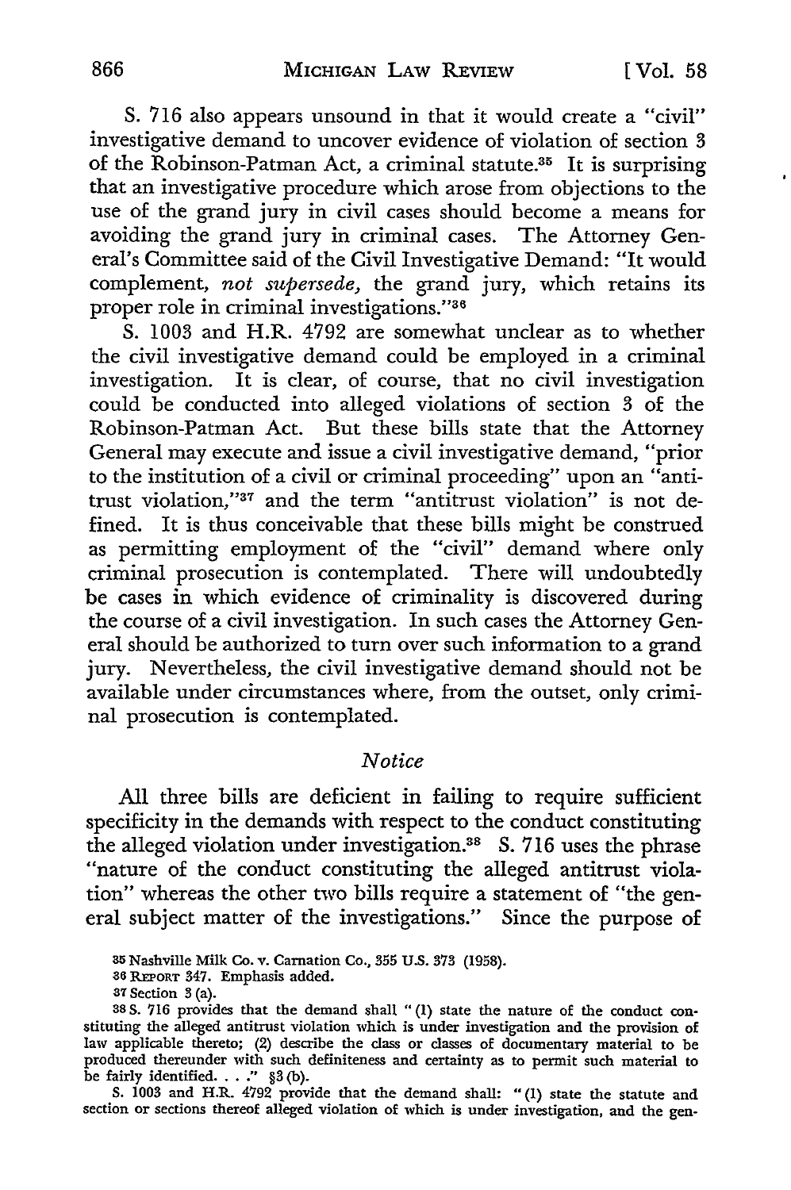S. 716 also appears unsound in that it would create a "civil" investigative demand to uncover evidence of violation of section 3 of the Robinson-Patman Act, a criminal statute.[35] It is surprising that an investigative procedure which arose from objections to the use of the grand jury in civil cases should become a means for avoiding the grand jury in criminal cases. The Attorney General's Committee said of the Civil Investigative Demand: "It would complement, *not supersede,* the grand jury, which retains its proper role in criminal investigations."[36]

S. 1003 and H.R. 4792 are somewhat unclear as to whether the civil investigative demand could be employed in a criminal investigation. It is clear, of course, that no civil investigation could be conducted into alleged violations of section 3 of the Robinson-Patman Act. But these bills state that the Attorney General may execute and issue a civil investigative demand, "prior to the institution of a civil or criminal proceeding" upon an "antitrust violation,"[37] and the term "antitrust violation" is not defined. It is thus conceivable that these bills might be construed as permitting employment of the "civil" demand where only criminal prosecution is contemplated. There will undoubtedly be cases in which evidence of criminality is discovered during the course of a civil investigation. In such cases the Attorney General should be authorized to turn over such information to a grand jury. Nevertheless, the civil investigative demand should not be available under circumstances where, from the outset, only criminal prosecution is contemplated.

### *Notice*

All three bills are deficient in failing to require sufficient specificity in the demands with respect to the conduct constituting the alleged violation under investigation.[38] S. 716 uses the phrase "nature of the conduct constituting the alleged antitrust violation" whereas the other two bills require a statement of "the general subject matter of the investigations." Since the purpose of

---

[35] Nashville Milk Co. v. Carnation Co., 355 U.S. 373 (1958).

[36] REPORT 347. Emphasis added.

[37] Section 3 (a).

[38] S. 716 provides that the demand shall "(1) state the nature of the conduct constituting the alleged antitrust violation which is under investigation and the provision of law applicable thereto; (2) describe the class or classes of documentary material to be produced thereunder with such definiteness and certainty as to permit such material to be fairly identified. . . ." §3 (b).

S. 1003 and H.R. 4792 provide that the demand shall: "(1) state the statute and section or sections thereof alleged violation of which is under investigation, and the gen-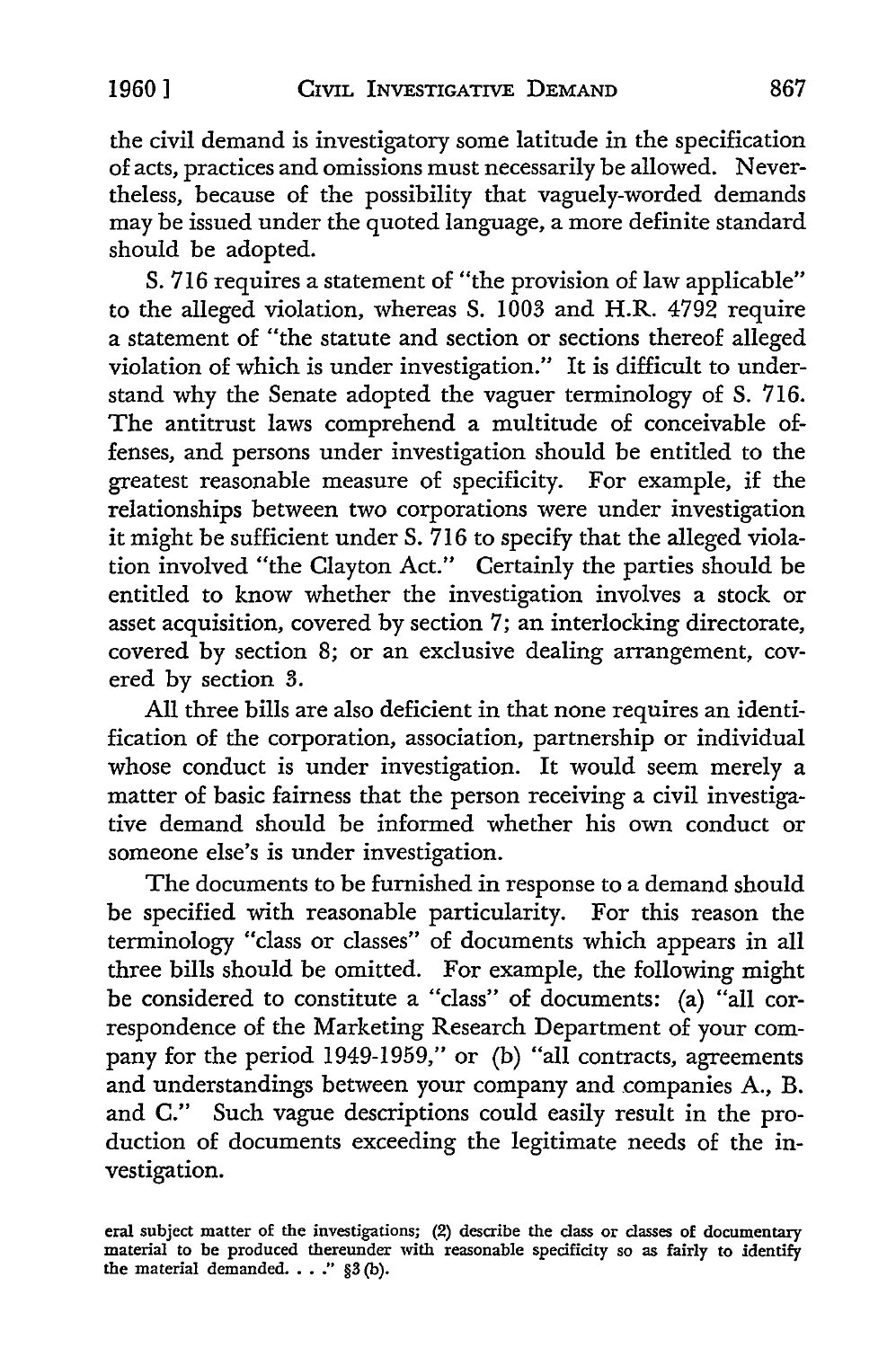the civil demand is investigatory some latitude in the specification of acts, practices and omissions must necessarily be allowed. Nevertheless, because of the possibility that vaguely-worded demands may be issued under the quoted language, a more definite standard should be adopted.

S. 716 requires a statement of "the provision of law applicable" to the alleged violation, whereas S. 1003 and H.R. 4792 require a statement of "the statute and section or sections thereof alleged violation of which is under investigation." It is difficult to understand why the Senate adopted the vaguer terminology of S. 716. The antitrust laws comprehend a multitude of conceivable offenses, and persons under investigation should be entitled to the greatest reasonable measure of specificity. For example, if the relationships between two corporations were under investigation it might be sufficient under S. 716 to specify that the alleged violation involved "the Clayton Act." Certainly the parties should be entitled to know whether the investigation involves a stock or asset acquisition, covered by section 7; an interlocking directorate, covered by section 8; or an exclusive dealing arrangement, covered by section 3.

All three bills are also deficient in that none requires an identification of the corporation, association, partnership or individual whose conduct is under investigation. It would seem merely a matter of basic fairness that the person receiving a civil investigative demand should be informed whether his own conduct or someone else's is under investigation.

The documents to be furnished in response to a demand should be specified with reasonable particularity. For this reason the terminology "class or classes" of documents which appears in all three bills should be omitted. For example, the following might be considered to constitute a "class" of documents: (a) "all correspondence of the Marketing Research Department of your company for the period 1949-1959," or (b) "all contracts, agreements and understandings between your company and companies A., B. and C." Such vague descriptions could easily result in the production of documents exceeding the legitimate needs of the investigation.

eral subject matter of the investigations; (2) describe the class or classes of documentary material to be produced thereunder with reasonable specificity so as fairly to identify the material demanded. . . ." §3 (b).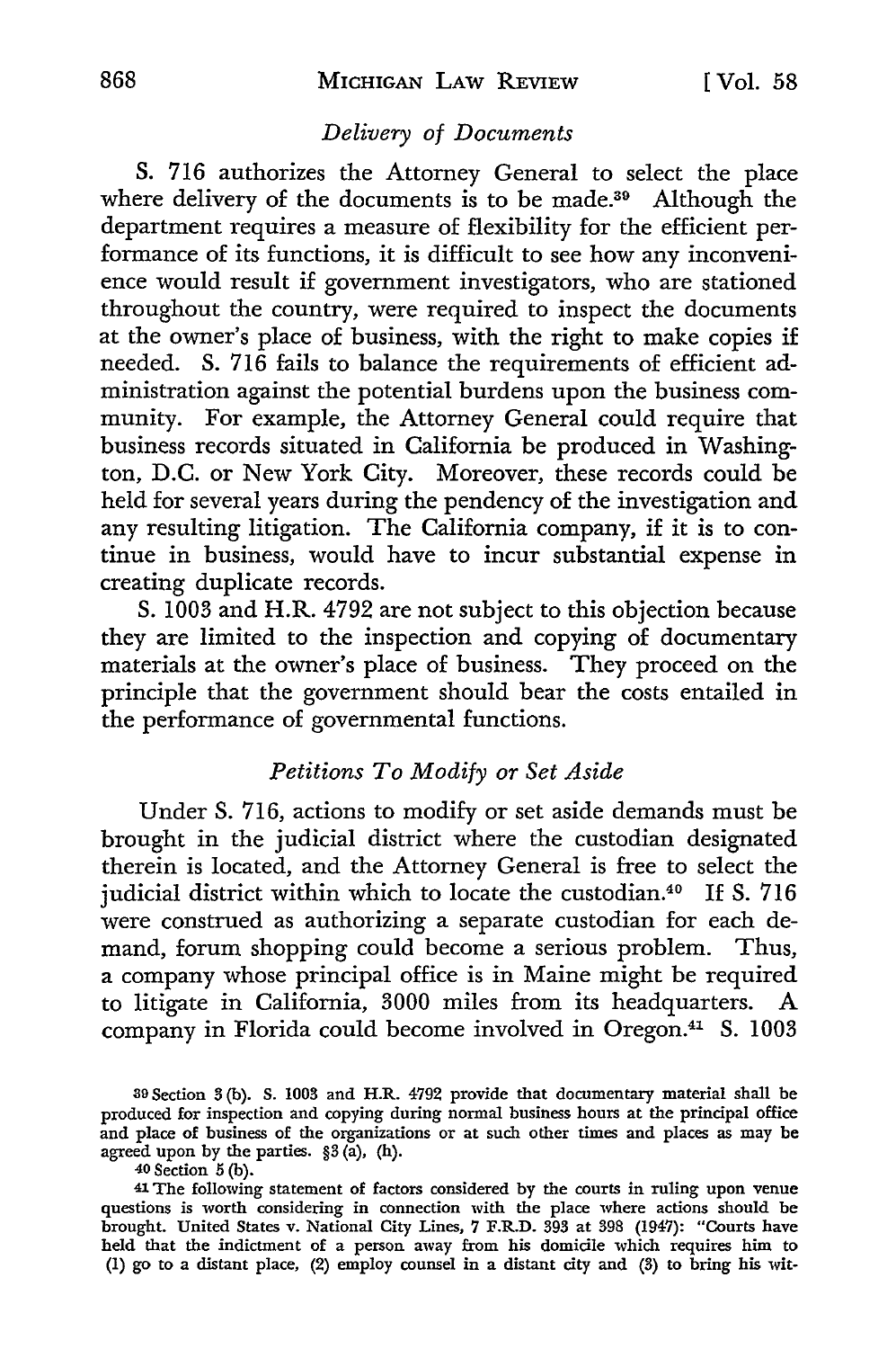### *Delivery of Documents*

S. 716 authorizes the Attorney General to select the place where delivery of the documents is to be made.[39] Although the department requires a measure of flexibility for the efficient performance of its functions, it is difficult to see how any inconvenience would result if government investigators, who are stationed throughout the country, were required to inspect the documents at the owner's place of business, with the right to make copies if needed. S. 716 fails to balance the requirements of efficient administration against the potential burdens upon the business community. For example, the Attorney General could require that business records situated in California be produced in Washington, D.C. or New York City. Moreover, these records could be held for several years during the pendency of the investigation and any resulting litigation. The California company, if it is to continue in business, would have to incur substantial expense in creating duplicate records.

S. 1003 and H.R. 4792 are not subject to this objection because they are limited to the inspection and copying of documentary materials at the owner's place of business. They proceed on the principle that the government should bear the costs entailed in the performance of governmental functions.

### *Petitions To Modify or Set Aside*

Under S. 716, actions to modify or set aside demands must be brought in the judicial district where the custodian designated therein is located, and the Attorney General is free to select the judicial district within which to locate the custodian.[40] If S. 716 were construed as authorizing a separate custodian for each demand, forum shopping could become a serious problem. Thus, a company whose principal office is in Maine might be required to litigate in California, 3000 miles from its headquarters. A company in Florida could become involved in Oregon.[41] S. 1003

---

[39] Section 3 (b). S. 1003 and H.R. 4792 provide that documentary material shall be produced for inspection and copying during normal business hours at the principal office and place of business of the organizations or at such other times and places as may be agreed upon by the parties. §3 (a), (h).

[40] Section 5 (b).

[41] The following statement of factors considered by the courts in ruling upon venue questions is worth considering in connection with the place where actions should be brought. United States v. National City Lines, 7 F.R.D. 393 at 398 (1947): "Courts have held that the indictment of a person away from his domicile which requires him to (1) go to a distant place, (2) employ counsel in a distant city and (3) to bring his wit-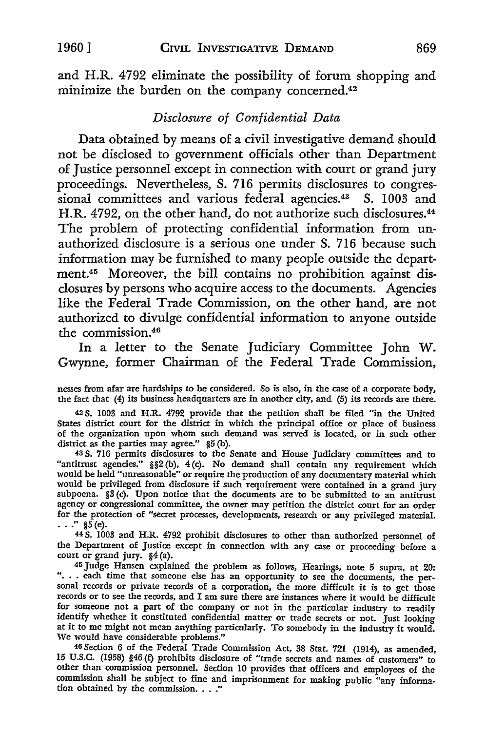and H.R. 4792 eliminate the possibility of forum shopping and minimize the burden on the company concerned.[42]

*Disclosure of Confidential Data*

Data obtained by means of a civil investigative demand should not be disclosed to government officials other than Department of Justice personnel except in connection with court or grand jury proceedings. Nevertheless, S. 716 permits disclosures to congressional committees and various federal agencies.[43] S. 1003 and H.R. 4792, on the other hand, do not authorize such disclosures.[44] The problem of protecting confidential information from unauthorized disclosure is a serious one under S. 716 because such information may be furnished to many people outside the department.[45] Moreover, the bill contains no prohibition against disclosures by persons who acquire access to the documents. Agencies like the Federal Trade Commission, on the other hand, are not authorized to divulge confidential information to anyone outside the commission.[46]

In a letter to the Senate Judiciary Committee John W. Gwynne, former Chairman of the Federal Trade Commission,

nesses from afar are hardships to be considered. So is also, in the case of a corporate body, the fact that (4) its business headquarters are in another city, and (5) its records are there.

[42] S. 1003 and H.R. 4792 provide that the petition shall be filed "in the United States district court for the district in which the principal office or place of business of the organization upon whom such demand was served is located, or in such other district as the parties may agree." §5(b).

[43] S. 716 permits disclosures to the Senate and House Judiciary committees and to "antitrust agencies." §§2(b), 4(c). No demand shall contain any requirement which would be held "unreasonable" or require the production of any documentary material which would be privileged from disclosure if such requirement were contained in a grand jury subpoena. §3(c). Upon notice that the documents are to be submitted to an antitrust agency or congressional committee, the owner may petition the district court for an order for the protection of "secret processes, developments, research or any privileged material. . . ." §5(e).

[44] S. 1003 and H.R. 4792 prohibit disclosures to other than authorized personnel of the Department of Justice except in connection with any case or proceeding before a court or grand jury. §4(a).

[45] Judge Hansen explained the problem as follows, Hearings, note 5 supra, at 20: ". . . each time that someone else has an opportunity to see the documents, the personal records or private records of a corporation, the more difficult it is to get those records or to see the records, and I am sure there are instances where it would be difficult for someone not a part of the company or not in the particular industry to readily identify whether it constituted confidential matter or trade secrets or not. Just looking at it to me might not mean anything particularly. To somebody in the industry it would. We would have considerable problems."

[46] Section 6 of the Federal Trade Commission Act, 38 Stat. 721 (1914), as amended, 15 U.S.C. (1958) §46(f) prohibits disclosure of "trade secrets and names of customers" to other than commission personnel. Section 10 provides that officers and employees of the commission shall be subject to fine and imprisonment for making public "any information obtained by the commission. . . ."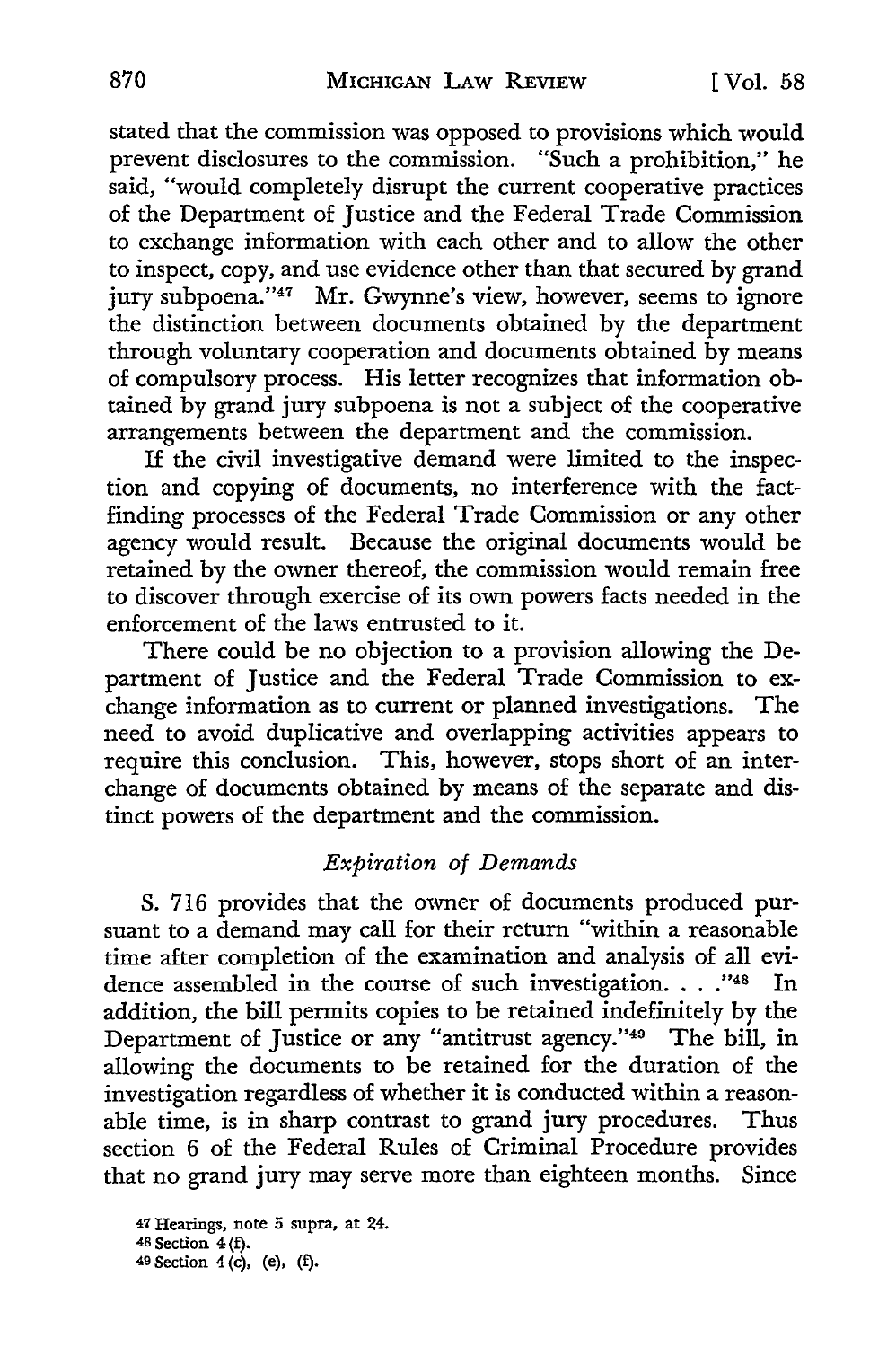stated that the commission was opposed to provisions which would prevent disclosures to the commission. "Such a prohibition," he said, "would completely disrupt the current cooperative practices of the Department of Justice and the Federal Trade Commission to exchange information with each other and to allow the other to inspect, copy, and use evidence other than that secured by grand jury subpoena."[47] Mr. Gwynne's view, however, seems to ignore the distinction between documents obtained by the department through voluntary cooperation and documents obtained by means of compulsory process. His letter recognizes that information obtained by grand jury subpoena is not a subject of the cooperative arrangements between the department and the commission.

If the civil investigative demand were limited to the inspection and copying of documents, no interference with the fact-finding processes of the Federal Trade Commission or any other agency would result. Because the original documents would be retained by the owner thereof, the commission would remain free to discover through exercise of its own powers facts needed in the enforcement of the laws entrusted to it.

There could be no objection to a provision allowing the Department of Justice and the Federal Trade Commission to exchange information as to current or planned investigations. The need to avoid duplicative and overlapping activities appears to require this conclusion. This, however, stops short of an interchange of documents obtained by means of the separate and distinct powers of the department and the commission.

### *Expiration of Demands*

S. 716 provides that the owner of documents produced pursuant to a demand may call for their return "within a reasonable time after completion of the examination and analysis of all evidence assembled in the course of such investigation. . . ."[48] In addition, the bill permits copies to be retained indefinitely by the Department of Justice or any "antitrust agency."[49] The bill, in allowing the documents to be retained for the duration of the investigation regardless of whether it is conducted within a reasonable time, is in sharp contrast to grand jury procedures. Thus section 6 of the Federal Rules of Criminal Procedure provides that no grand jury may serve more than eighteen months. Since

[47] Hearings, note 5 supra, at 24.

[48] Section 4(f).

[49] Section 4(c), (e), (f).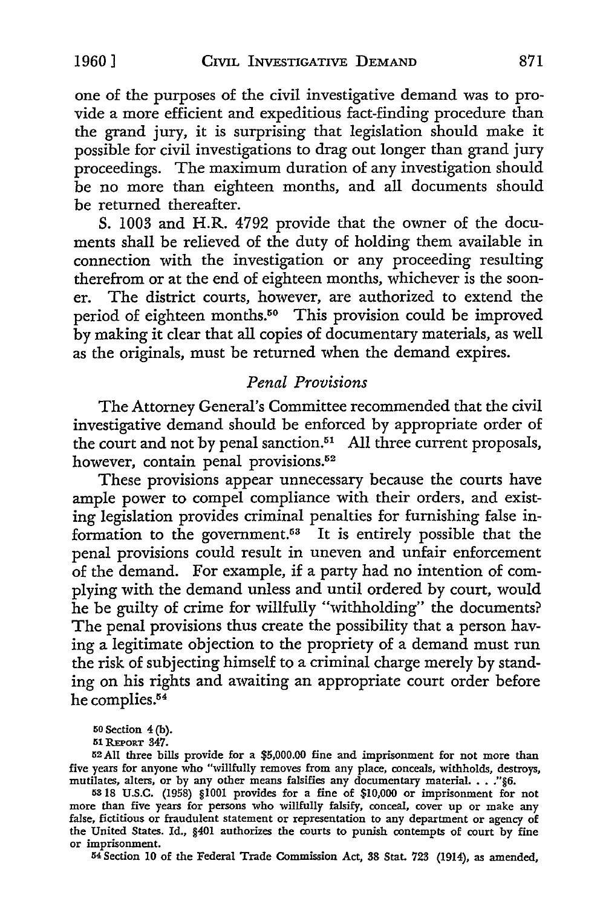one of the purposes of the civil investigative demand was to provide a more efficient and expeditious fact-finding procedure than the grand jury, it is surprising that legislation should make it possible for civil investigations to drag out longer than grand jury proceedings. The maximum duration of any investigation should be no more than eighteen months, and all documents should be returned thereafter.

S. 1003 and H.R. 4792 provide that the owner of the documents shall be relieved of the duty of holding them available in connection with the investigation or any proceeding resulting therefrom or at the end of eighteen months, whichever is the sooner. The district courts, however, are authorized to extend the period of eighteen months.[50] This provision could be improved by making it clear that all copies of documentary materials, as well as the originals, must be returned when the demand expires.

### *Penal Provisions*

The Attorney General's Committee recommended that the civil investigative demand should be enforced by appropriate order of the court and not by penal sanction.[51] All three current proposals, however, contain penal provisions.[52]

These provisions appear unnecessary because the courts have ample power to compel compliance with their orders, and existing legislation provides criminal penalties for furnishing false information to the government.[53] It is entirely possible that the penal provisions could result in uneven and unfair enforcement of the demand. For example, if a party had no intention of complying with the demand unless and until ordered by court, would he be guilty of crime for willfully "withholding" the documents? The penal provisions thus create the possibility that a person having a legitimate objection to the propriety of a demand must run the risk of subjecting himself to a criminal charge merely by standing on his rights and awaiting an appropriate court order before he complies.[54]

---

[50] Section 4 (b).

[51] REPORT 347.

[52] All three bills provide for a $5,000.00 fine and imprisonment for not more than five years for anyone who "willfully removes from any place, conceals, withholds, destroys, mutilates, alters, or by any other means falsifies any documentary material. . . ."§6.

[53] 18 U.S.C. (1958) §1001 provides for a fine of $10,000 or imprisonment for not more than five years for persons who willfully falsify, conceal, cover up or make any false, fictitious or fraudulent statement or representation to any department or agency of the United States. Id., §401 authorizes the courts to punish contempts of court by fine or imprisonment.

[54] Section 10 of the Federal Trade Commission Act, 38 Stat. 723 (1914), as amended,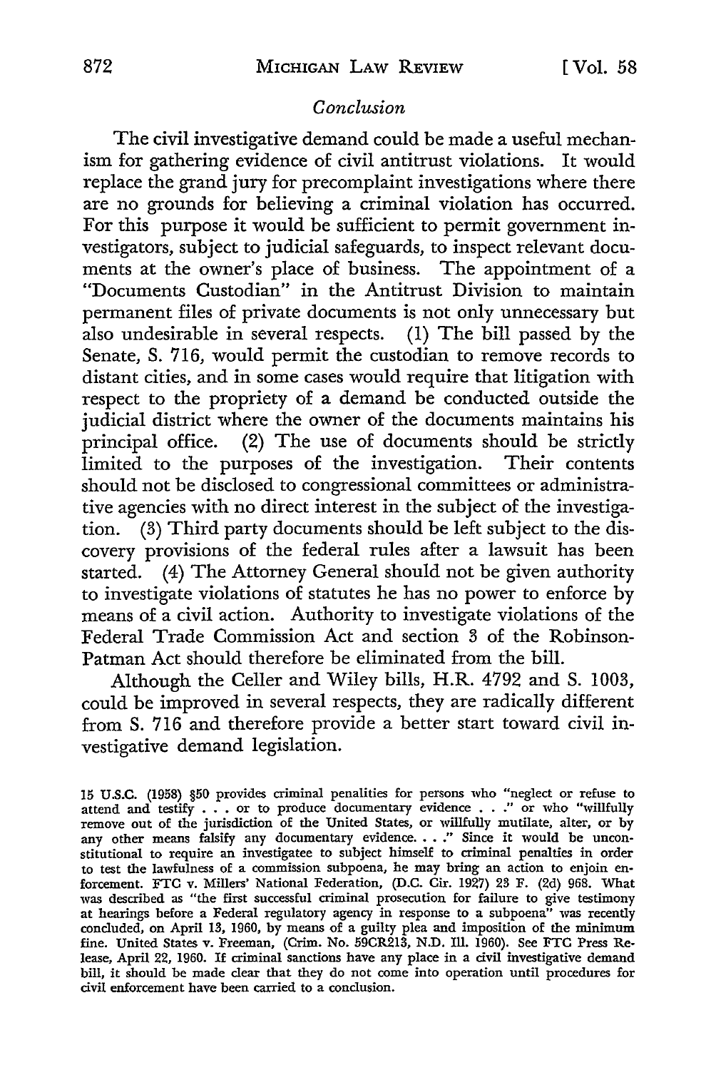## *Conclusion*

The civil investigative demand could be made a useful mechanism for gathering evidence of civil antitrust violations. It would replace the grand jury for precomplaint investigations where there are no grounds for believing a criminal violation has occurred. For this purpose it would be sufficient to permit government investigators, subject to judicial safeguards, to inspect relevant documents at the owner's place of business. The appointment of a "Documents Custodian" in the Antitrust Division to maintain permanent files of private documents is not only unnecessary but also undesirable in several respects. (1) The bill passed by the Senate, S. 716, would permit the custodian to remove records to distant cities, and in some cases would require that litigation with respect to the propriety of a demand be conducted outside the judicial district where the owner of the documents maintains his principal office. (2) The use of documents should be strictly limited to the purposes of the investigation. Their contents should not be disclosed to congressional committees or administrative agencies with no direct interest in the subject of the investigation. (3) Third party documents should be left subject to the discovery provisions of the federal rules after a lawsuit has been started. (4) The Attorney General should not be given authority to investigate violations of statutes he has no power to enforce by means of a civil action. Authority to investigate violations of the Federal Trade Commission Act and section 3 of the Robinson-Patman Act should therefore be eliminated from the bill.

Although the Celler and Wiley bills, H.R. 4792 and S. 1003, could be improved in several respects, they are radically different from S. 716 and therefore provide a better start toward civil investigative demand legislation.

15 U.S.C. (1958) §50 provides criminal penalities for persons who "neglect or refuse to attend and testify . . . or to produce documentary evidence . . ." or who "willfully remove out of the jurisdiction of the United States, or willfully mutilate, alter, or by any other means falsify any documentary evidence. . . ." Since it would be unconstitutional to require an investigatee to subject himself to criminal penalties in order to test the lawfulness of a commission subpoena, he may bring an action to enjoin enforcement. FTC v. Millers' National Federation, (D.C. Cir. 1927) 23 F. (2d) 968. What was described as "the first successful criminal prosecution for failure to give testimony at hearings before a Federal regulatory agency in response to a subpoena" was recently concluded, on April 13, 1960, by means of a guilty plea and imposition of the minimum fine. United States v. Freeman, (Crim. No. 59CR213, N.D. Ill. 1960). See FTC Press Release, April 22, 1960. If criminal sanctions have any place in a civil investigative demand bill, it should be made clear that they do not come into operation until procedures for civil enforcement have been carried to a conclusion.